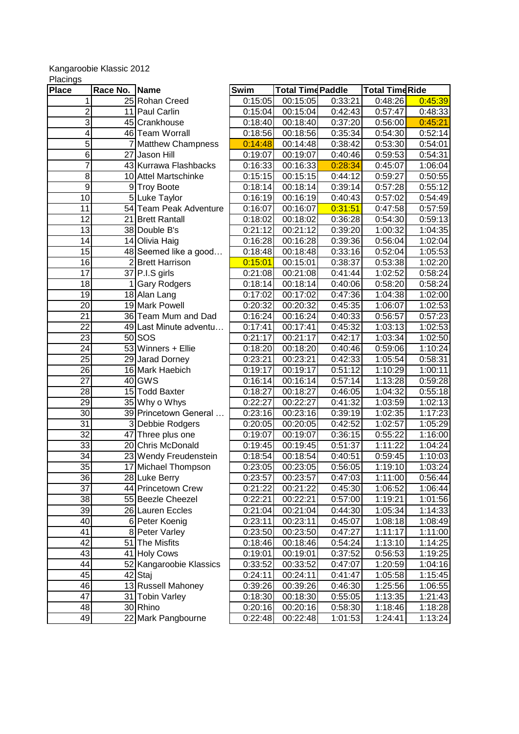Kangaroobie Klassic 2012

Placings

| Place | Race No. | Name | Swim | Total Time | Paddle | Total Time | Ride |
|---|---|---|---|---|---|---|---|
| 1 | 25 | Rohan Creed | 0:15:05 | 00:15:05 | 0:33:21 | 0:48:26 | 0:45:39 |
| 2 | 11 | Paul Carlin | 0:15:04 | 00:15:04 | 0:42:43 | 0:57:47 | 0:48:33 |
| 3 | 45 | Crankhouse | 0:18:40 | 00:18:40 | 0:37:20 | 0:56:00 | 0:45:21 |
| 4 | 46 | Team Worrall | 0:18:56 | 00:18:56 | 0:35:34 | 0:54:30 | 0:52:14 |
| 5 | 7 | Matthew Champness | 0:14:48 | 00:14:48 | 0:38:42 | 0:53:30 | 0:54:01 |
| 6 | 27 | Jason Hill | 0:19:07 | 00:19:07 | 0:40:46 | 0:59:53 | 0:54:31 |
| 7 | 43 | Kurrawa Flashbacks | 0:16:33 | 00:16:33 | 0:28:34 | 0:45:07 | 1:06:04 |
| 8 | 10 | Attel Martschinke | 0:15:15 | 00:15:15 | 0:44:12 | 0:59:27 | 0:50:55 |
| 9 | 9 | Troy Boote | 0:18:14 | 00:18:14 | 0:39:14 | 0:57:28 | 0:55:12 |
| 10 | 5 | Luke Taylor | 0:16:19 | 00:16:19 | 0:40:43 | 0:57:02 | 0:54:49 |
| 11 | 54 | Team Peak Adventure | 0:16:07 | 00:16:07 | 0:31:51 | 0:47:58 | 0:57:59 |
| 12 | 21 | Brett Rantall | 0:18:02 | 00:18:02 | 0:36:28 | 0:54:30 | 0:59:13 |
| 13 | 38 | Double B's | 0:21:12 | 00:21:12 | 0:39:20 | 1:00:32 | 1:04:35 |
| 14 | 14 | Olivia Haig | 0:16:28 | 00:16:28 | 0:39:36 | 0:56:04 | 1:02:04 |
| 15 | 48 | Seemed like a good… | 0:18:48 | 00:18:48 | 0:33:16 | 0:52:04 | 1:05:53 |
| 16 | 2 | Brett Harrison | 0:15:01 | 00:15:01 | 0:38:37 | 0:53:38 | 1:02:20 |
| 17 | 37 | P.I.S girls | 0:21:08 | 00:21:08 | 0:41:44 | 1:02:52 | 0:58:24 |
| 18 | 1 | Gary Rodgers | 0:18:14 | 00:18:14 | 0:40:06 | 0:58:20 | 0:58:24 |
| 19 | 18 | Alan Lang | 0:17:02 | 00:17:02 | 0:47:36 | 1:04:38 | 1:02:00 |
| 20 | 19 | Mark Powell | 0:20:32 | 00:20:32 | 0:45:35 | 1:06:07 | 1:02:53 |
| 21 | 36 | Team Mum and Dad | 0:16:24 | 00:16:24 | 0:40:33 | 0:56:57 | 0:57:23 |
| 22 | 49 | Last Minute adventu… | 0:17:41 | 00:17:41 | 0:45:32 | 1:03:13 | 1:02:53 |
| 23 | 50 | SOS | 0:21:17 | 00:21:17 | 0:42:17 | 1:03:34 | 1:02:50 |
| 24 | 53 | Winners + Ellie | 0:18:20 | 00:18:20 | 0:40:46 | 0:59:06 | 1:10:24 |
| 25 | 29 | Jarad Dorney | 0:23:21 | 00:23:21 | 0:42:33 | 1:05:54 | 0:58:31 |
| 26 | 16 | Mark Haebich | 0:19:17 | 00:19:17 | 0:51:12 | 1:10:29 | 1:00:11 |
| 27 | 40 | GWS | 0:16:14 | 00:16:14 | 0:57:14 | 1:13:28 | 0:59:28 |
| 28 | 15 | Todd Baxter | 0:18:27 | 00:18:27 | 0:46:05 | 1:04:32 | 0:55:18 |
| 29 | 35 | Why o Whys | 0:22:27 | 00:22:27 | 0:41:32 | 1:03:59 | 1:02:13 |
| 30 | 39 | Princetown General … | 0:23:16 | 00:23:16 | 0:39:19 | 1:02:35 | 1:17:23 |
| 31 | 3 | Debbie Rodgers | 0:20:05 | 00:20:05 | 0:42:52 | 1:02:57 | 1:05:29 |
| 32 | 47 | Three plus one | 0:19:07 | 00:19:07 | 0:36:15 | 0:55:22 | 1:16:00 |
| 33 | 20 | Chris McDonald | 0:19:45 | 00:19:45 | 0:51:37 | 1:11:22 | 1:04:24 |
| 34 | 23 | Wendy Freudenstein | 0:18:54 | 00:18:54 | 0:40:51 | 0:59:45 | 1:10:03 |
| 35 | 17 | Michael Thompson | 0:23:05 | 00:23:05 | 0:56:05 | 1:19:10 | 1:03:24 |
| 36 | 28 | Luke Berry | 0:23:57 | 00:23:57 | 0:47:03 | 1:11:00 | 0:56:44 |
| 37 | 44 | Princetown Crew | 0:21:22 | 00:21:22 | 0:45:30 | 1:06:52 | 1:06:44 |
| 38 | 55 | Beezle Cheezel | 0:22:21 | 00:22:21 | 0:57:00 | 1:19:21 | 1:01:56 |
| 39 | 26 | Lauren Eccles | 0:21:04 | 00:21:04 | 0:44:30 | 1:05:34 | 1:14:33 |
| 40 | 6 | Peter Koenig | 0:23:11 | 00:23:11 | 0:45:07 | 1:08:18 | 1:08:49 |
| 41 | 8 | Peter Varley | 0:23:50 | 00:23:50 | 0:47:27 | 1:11:17 | 1:11:00 |
| 42 | 51 | The Misfits | 0:18:46 | 00:18:46 | 0:54:24 | 1:13:10 | 1:14:25 |
| 43 | 41 | Holy Cows | 0:19:01 | 00:19:01 | 0:37:52 | 0:56:53 | 1:19:25 |
| 44 | 52 | Kangaroobie Klassics | 0:33:52 | 00:33:52 | 0:47:07 | 1:20:59 | 1:04:16 |
| 45 | 42 | Staj | 0:24:11 | 00:24:11 | 0:41:47 | 1:05:58 | 1:15:45 |
| 46 | 13 | Russell Mahoney | 0:39:26 | 00:39:26 | 0:46:30 | 1:25:56 | 1:06:55 |
| 47 | 31 | Tobin Varley | 0:18:30 | 00:18:30 | 0:55:05 | 1:13:35 | 1:21:43 |
| 48 | 30 | Rhino | 0:20:16 | 00:20:16 | 0:58:30 | 1:18:46 | 1:18:28 |
| 49 | 22 | Mark Pangbourne | 0:22:48 | 00:22:48 | 1:01:53 | 1:24:41 | 1:13:24 |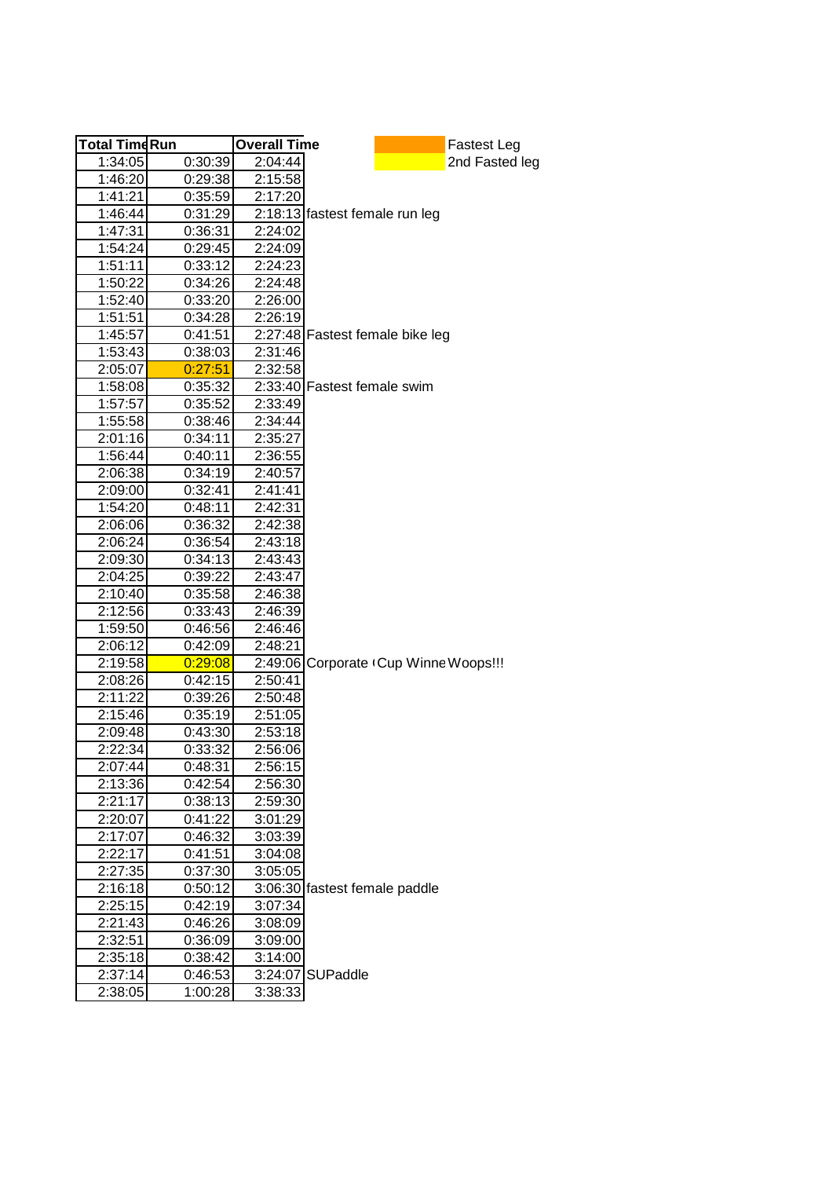| Total Time | Run | Overall Time | |
|---|---|---|---|
| 1:34:05 | 0:30:39 | 2:04:44 | |
| 1:46:20 | 0:29:38 | 2:15:58 | |
| 1:41:21 | 0:35:59 | 2:17:20 | |
| 1:46:44 | 0:31:29 | 2:18:13 | fastest female run leg |
| 1:47:31 | 0:36:31 | 2:24:02 | |
| 1:54:24 | 0:29:45 | 2:24:09 | |
| 1:51:11 | 0:33:12 | 2:24:23 | |
| 1:50:22 | 0:34:26 | 2:24:48 | |
| 1:52:40 | 0:33:20 | 2:26:00 | |
| 1:51:51 | 0:34:28 | 2:26:19 | |
| 1:45:57 | 0:41:51 | 2:27:48 | Fastest female bike leg |
| 1:53:43 | 0:38:03 | 2:31:46 | |
| 2:05:07 | 0:27:51 | 2:32:58 | |
| 1:58:08 | 0:35:32 | 2:33:40 | Fastest female swim |
| 1:57:57 | 0:35:52 | 2:33:49 | |
| 1:55:58 | 0:38:46 | 2:34:44 | |
| 2:01:16 | 0:34:11 | 2:35:27 | |
| 1:56:44 | 0:40:11 | 2:36:55 | |
| 2:06:38 | 0:34:19 | 2:40:57 | |
| 2:09:00 | 0:32:41 | 2:41:41 | |
| 1:54:20 | 0:48:11 | 2:42:31 | |
| 2:06:06 | 0:36:32 | 2:42:38 | |
| 2:06:24 | 0:36:54 | 2:43:18 | |
| 2:09:30 | 0:34:13 | 2:43:43 | |
| 2:04:25 | 0:39:22 | 2:43:47 | |
| 2:10:40 | 0:35:58 | 2:46:38 | |
| 2:12:56 | 0:33:43 | 2:46:39 | |
| 1:59:50 | 0:46:56 | 2:46:46 | |
| 2:06:12 | 0:42:09 | 2:48:21 | |
| 2:19:58 | 0:29:08 | 2:49:06 | Corporate Cup Winne Woops!!! |
| 2:08:26 | 0:42:15 | 2:50:41 | |
| 2:11:22 | 0:39:26 | 2:50:48 | |
| 2:15:46 | 0:35:19 | 2:51:05 | |
| 2:09:48 | 0:43:30 | 2:53:18 | |
| 2:22:34 | 0:33:32 | 2:56:06 | |
| 2:07:44 | 0:48:31 | 2:56:15 | |
| 2:13:36 | 0:42:54 | 2:56:30 | |
| 2:21:17 | 0:38:13 | 2:59:30 | |
| 2:20:07 | 0:41:22 | 3:01:29 | |
| 2:17:07 | 0:46:32 | 3:03:39 | |
| 2:22:17 | 0:41:51 | 3:04:08 | |
| 2:27:35 | 0:37:30 | 3:05:05 | |
| 2:16:18 | 0:50:12 | 3:06:30 | fastest female paddle |
| 2:25:15 | 0:42:19 | 3:07:34 | |
| 2:21:43 | 0:46:26 | 3:08:09 | |
| 2:32:51 | 0:36:09 | 3:09:00 | |
| 2:35:18 | 0:38:42 | 3:14:00 | |
| 2:37:14 | 0:46:53 | 3:24:07 | SUPaddle |
| 2:38:05 | 1:00:28 | 3:38:33 | |

Fastest Leg

2nd Fasted leg